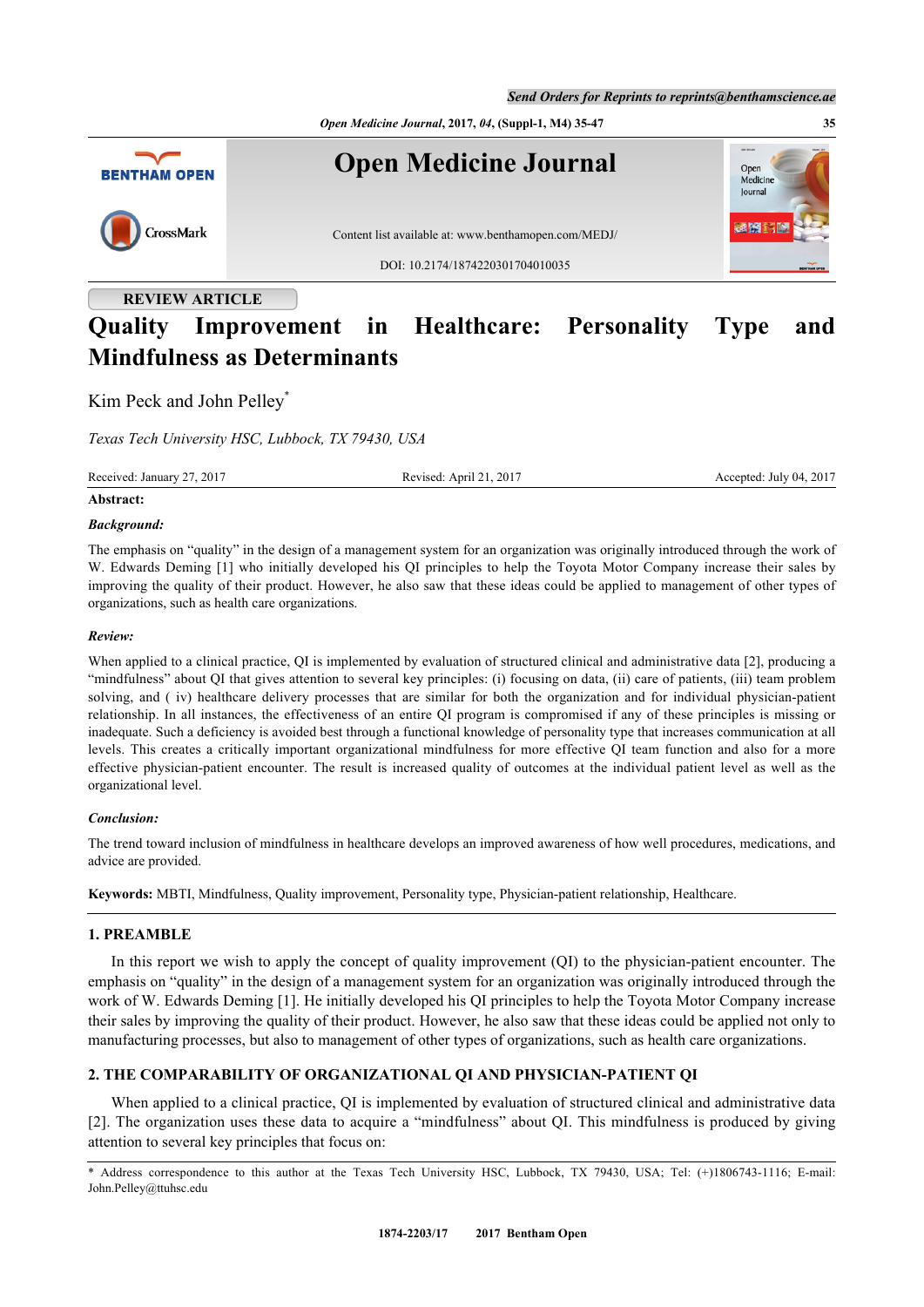REVIEW ARTICLE

# Quality Improvement in Healthcare: Personality Type and Mindfulness as Determinants

Kim Peck and John Pelley*

*Texas Tech University HSC, Lubbock, TX 79430, USA*

Received: January 27, 2017 Revised: April 21, 2017 Accepted: July 04, 2017

**Abstract:**

***Background:***

The emphasis on "quality" in the design of a management system for an organization was originally introduced through the work of W. Edwards Deming [1] who initially developed his QI principles to help the Toyota Motor Company increase their sales by improving the quality of their product. However, he also saw that these ideas could be applied to management of other types of organizations, such as health care organizations.

***Review:***

When applied to a clinical practice, QI is implemented by evaluation of structured clinical and administrative data [2], producing a "mindfulness" about QI that gives attention to several key principles: (i) focusing on data, (ii) care of patients, (iii) team problem solving, and ( iv) healthcare delivery processes that are similar for both the organization and for individual physician-patient relationship. In all instances, the effectiveness of an entire QI program is compromised if any of these principles is missing or inadequate. Such a deficiency is avoided best through a functional knowledge of personality type that increases communication at all levels. This creates a critically important organizational mindfulness for more effective QI team function and also for a more effective physician-patient encounter. The result is increased quality of outcomes at the individual patient level as well as the organizational level.

***Conclusion:***

The trend toward inclusion of mindfulness in healthcare develops an improved awareness of how well procedures, medications, and advice are provided.

**Keywords:** MBTI, Mindfulness, Quality improvement, Personality type, Physician-patient relationship, Healthcare.

## 1. PREAMBLE

In this report we wish to apply the concept of quality improvement (QI) to the physician-patient encounter. The emphasis on "quality" in the design of a management system for an organization was originally introduced through the work of W. Edwards Deming [1]. He initially developed his QI principles to help the Toyota Motor Company increase their sales by improving the quality of their product. However, he also saw that these ideas could be applied not only to manufacturing processes, but also to management of other types of organizations, such as health care organizations.

## 2. THE COMPARABILITY OF ORGANIZATIONAL QI AND PHYSICIAN-PATIENT QI

When applied to a clinical practice, QI is implemented by evaluation of structured clinical and administrative data [2]. The organization uses these data to acquire a "mindfulness" about QI. This mindfulness is produced by giving attention to several key principles that focus on:

* Address correspondence to this author at the Texas Tech University HSC, Lubbock, TX 79430, USA; Tel: (+)1806743-1116; E-mail: John.Pelley@ttuhsc.edu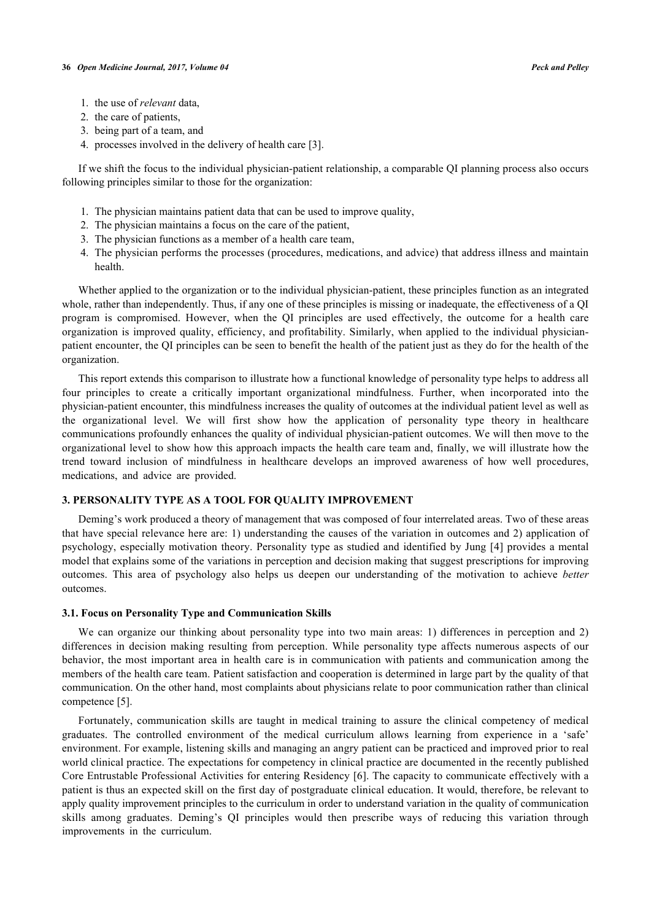1. the use of *relevant* data,
2. the care of patients,
3. being part of a team, and
4. processes involved in the delivery of health care [3].

If we shift the focus to the individual physician-patient relationship, a comparable QI planning process also occurs following principles similar to those for the organization:

1. The physician maintains patient data that can be used to improve quality,
2. The physician maintains a focus on the care of the patient,
3. The physician functions as a member of a health care team,
4. The physician performs the processes (procedures, medications, and advice) that address illness and maintain health.

Whether applied to the organization or to the individual physician-patient, these principles function as an integrated whole, rather than independently. Thus, if any one of these principles is missing or inadequate, the effectiveness of a QI program is compromised. However, when the QI principles are used effectively, the outcome for a health care organization is improved quality, efficiency, and profitability. Similarly, when applied to the individual physician-patient encounter, the QI principles can be seen to benefit the health of the patient just as they do for the health of the organization.

This report extends this comparison to illustrate how a functional knowledge of personality type helps to address all four principles to create a critically important organizational mindfulness. Further, when incorporated into the physician-patient encounter, this mindfulness increases the quality of outcomes at the individual patient level as well as the organizational level. We will first show how the application of personality type theory in healthcare communications profoundly enhances the quality of individual physician-patient outcomes. We will then move to the organizational level to show how this approach impacts the health care team and, finally, we will illustrate how the trend toward inclusion of mindfulness in healthcare develops an improved awareness of how well procedures, medications, and advice are provided.

## 3. PERSONALITY TYPE AS A TOOL FOR QUALITY IMPROVEMENT

Deming's work produced a theory of management that was composed of four interrelated areas. Two of these areas that have special relevance here are: 1) understanding the causes of the variation in outcomes and 2) application of psychology, especially motivation theory. Personality type as studied and identified by Jung [4] provides a mental model that explains some of the variations in perception and decision making that suggest prescriptions for improving outcomes. This area of psychology also helps us deepen our understanding of the motivation to achieve *better* outcomes.

### 3.1. Focus on Personality Type and Communication Skills

We can organize our thinking about personality type into two main areas: 1) differences in perception and 2) differences in decision making resulting from perception. While personality type affects numerous aspects of our behavior, the most important area in health care is in communication with patients and communication among the members of the health care team. Patient satisfaction and cooperation is determined in large part by the quality of that communication. On the other hand, most complaints about physicians relate to poor communication rather than clinical competence [5].

Fortunately, communication skills are taught in medical training to assure the clinical competency of medical graduates. The controlled environment of the medical curriculum allows learning from experience in a 'safe' environment. For example, listening skills and managing an angry patient can be practiced and improved prior to real world clinical practice. The expectations for competency in clinical practice are documented in the recently published Core Entrustable Professional Activities for entering Residency [6]. The capacity to communicate effectively with a patient is thus an expected skill on the first day of postgraduate clinical education. It would, therefore, be relevant to apply quality improvement principles to the curriculum in order to understand variation in the quality of communication skills among graduates. Deming's QI principles would then prescribe ways of reducing this variation through improvements in the curriculum.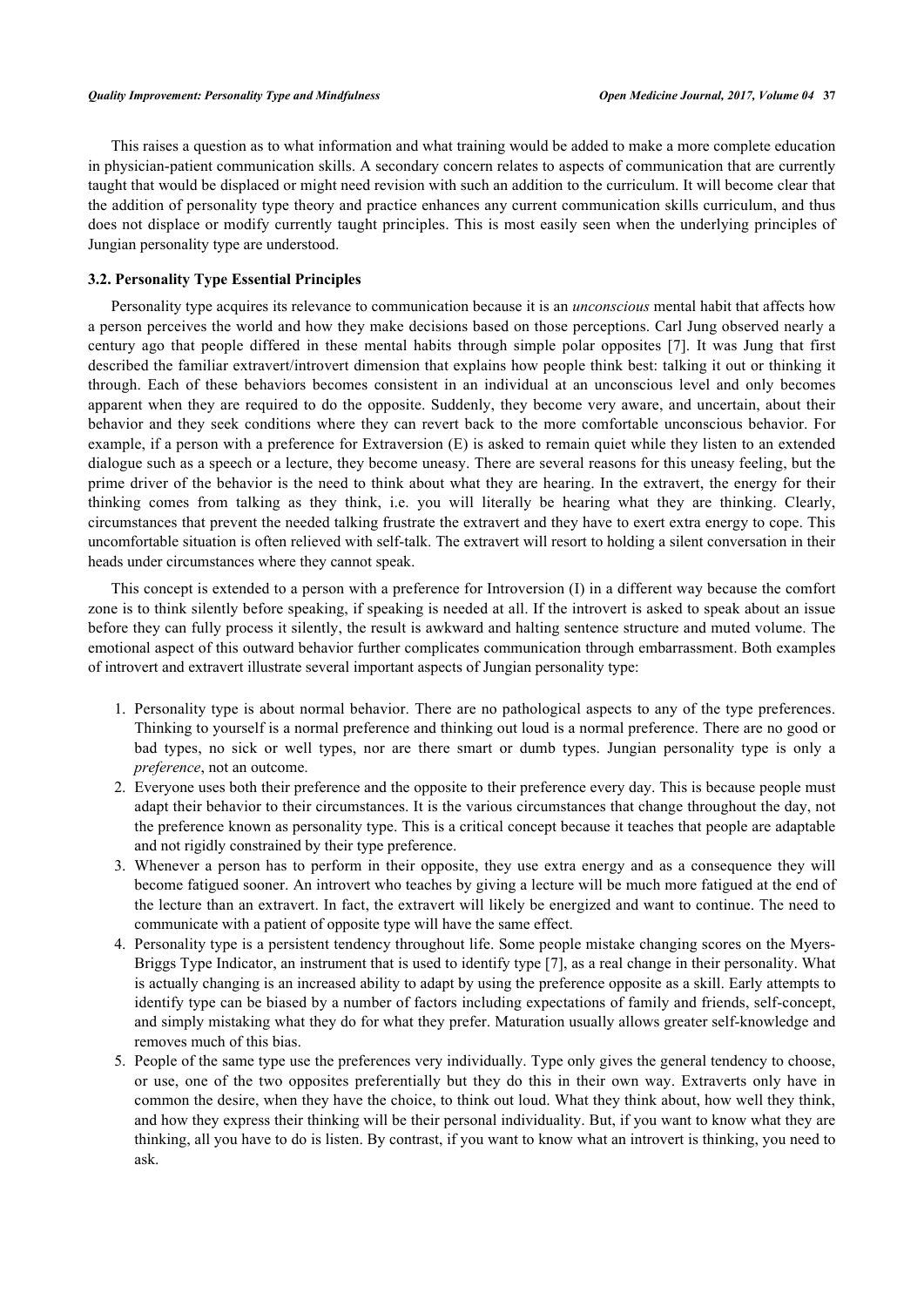This raises a question as to what information and what training would be added to make a more complete education in physician-patient communication skills. A secondary concern relates to aspects of communication that are currently taught that would be displaced or might need revision with such an addition to the curriculum. It will become clear that the addition of personality type theory and practice enhances any current communication skills curriculum, and thus does not displace or modify currently taught principles. This is most easily seen when the underlying principles of Jungian personality type are understood.

### 3.2. Personality Type Essential Principles

Personality type acquires its relevance to communication because it is an *unconscious* mental habit that affects how a person perceives the world and how they make decisions based on those perceptions. Carl Jung observed nearly a century ago that people differed in these mental habits through simple polar opposites [7]. It was Jung that first described the familiar extravert/introvert dimension that explains how people think best: talking it out or thinking it through. Each of these behaviors becomes consistent in an individual at an unconscious level and only becomes apparent when they are required to do the opposite. Suddenly, they become very aware, and uncertain, about their behavior and they seek conditions where they can revert back to the more comfortable unconscious behavior. For example, if a person with a preference for Extraversion (E) is asked to remain quiet while they listen to an extended dialogue such as a speech or a lecture, they become uneasy. There are several reasons for this uneasy feeling, but the prime driver of the behavior is the need to think about what they are hearing. In the extravert, the energy for their thinking comes from talking as they think, i.e. you will literally be hearing what they are thinking. Clearly, circumstances that prevent the needed talking frustrate the extravert and they have to exert extra energy to cope. This uncomfortable situation is often relieved with self-talk. The extravert will resort to holding a silent conversation in their heads under circumstances where they cannot speak.

This concept is extended to a person with a preference for Introversion (I) in a different way because the comfort zone is to think silently before speaking, if speaking is needed at all. If the introvert is asked to speak about an issue before they can fully process it silently, the result is awkward and halting sentence structure and muted volume. The emotional aspect of this outward behavior further complicates communication through embarrassment. Both examples of introvert and extravert illustrate several important aspects of Jungian personality type:

1. Personality type is about normal behavior. There are no pathological aspects to any of the type preferences. Thinking to yourself is a normal preference and thinking out loud is a normal preference. There are no good or bad types, no sick or well types, nor are there smart or dumb types. Jungian personality type is only a *preference*, not an outcome.
2. Everyone uses both their preference and the opposite to their preference every day. This is because people must adapt their behavior to their circumstances. It is the various circumstances that change throughout the day, not the preference known as personality type. This is a critical concept because it teaches that people are adaptable and not rigidly constrained by their type preference.
3. Whenever a person has to perform in their opposite, they use extra energy and as a consequence they will become fatigued sooner. An introvert who teaches by giving a lecture will be much more fatigued at the end of the lecture than an extravert. In fact, the extravert will likely be energized and want to continue. The need to communicate with a patient of opposite type will have the same effect.
4. Personality type is a persistent tendency throughout life. Some people mistake changing scores on the Myers-Briggs Type Indicator, an instrument that is used to identify type [7], as a real change in their personality. What is actually changing is an increased ability to adapt by using the preference opposite as a skill. Early attempts to identify type can be biased by a number of factors including expectations of family and friends, self-concept, and simply mistaking what they do for what they prefer. Maturation usually allows greater self-knowledge and removes much of this bias.
5. People of the same type use the preferences very individually. Type only gives the general tendency to choose, or use, one of the two opposites preferentially but they do this in their own way. Extraverts only have in common the desire, when they have the choice, to think out loud. What they think about, how well they think, and how they express their thinking will be their personal individuality. But, if you want to know what they are thinking, all you have to do is listen. By contrast, if you want to know what an introvert is thinking, you need to ask.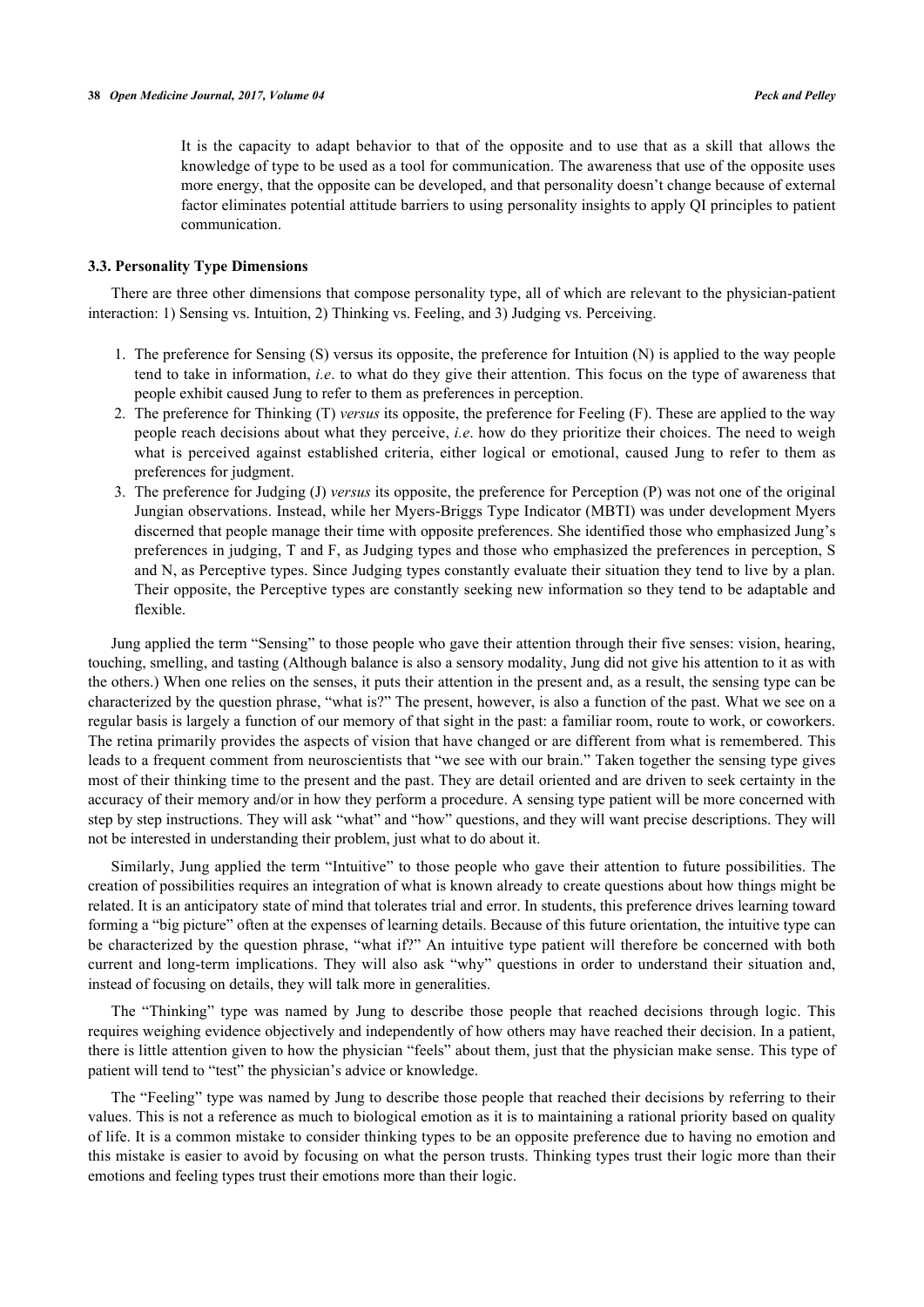It is the capacity to adapt behavior to that of the opposite and to use that as a skill that allows the knowledge of type to be used as a tool for communication. The awareness that use of the opposite uses more energy, that the opposite can be developed, and that personality doesn't change because of external factor eliminates potential attitude barriers to using personality insights to apply QI principles to patient communication.

### 3.3. Personality Type Dimensions

There are three other dimensions that compose personality type, all of which are relevant to the physician-patient interaction: 1) Sensing vs. Intuition, 2) Thinking vs. Feeling, and 3) Judging vs. Perceiving.

1. The preference for Sensing (S) versus its opposite, the preference for Intuition (N) is applied to the way people tend to take in information, *i.e*. to what do they give their attention. This focus on the type of awareness that people exhibit caused Jung to refer to them as preferences in perception.
2. The preference for Thinking (T) *versus* its opposite, the preference for Feeling (F). These are applied to the way people reach decisions about what they perceive, *i.e*. how do they prioritize their choices. The need to weigh what is perceived against established criteria, either logical or emotional, caused Jung to refer to them as preferences for judgment.
3. The preference for Judging (J) *versus* its opposite, the preference for Perception (P) was not one of the original Jungian observations. Instead, while her Myers-Briggs Type Indicator (MBTI) was under development Myers discerned that people manage their time with opposite preferences. She identified those who emphasized Jung's preferences in judging, T and F, as Judging types and those who emphasized the preferences in perception, S and N, as Perceptive types. Since Judging types constantly evaluate their situation they tend to live by a plan. Their opposite, the Perceptive types are constantly seeking new information so they tend to be adaptable and flexible.

Jung applied the term "Sensing" to those people who gave their attention through their five senses: vision, hearing, touching, smelling, and tasting (Although balance is also a sensory modality, Jung did not give his attention to it as with the others.) When one relies on the senses, it puts their attention in the present and, as a result, the sensing type can be characterized by the question phrase, "what is?" The present, however, is also a function of the past. What we see on a regular basis is largely a function of our memory of that sight in the past: a familiar room, route to work, or coworkers. The retina primarily provides the aspects of vision that have changed or are different from what is remembered. This leads to a frequent comment from neuroscientists that "we see with our brain." Taken together the sensing type gives most of their thinking time to the present and the past. They are detail oriented and are driven to seek certainty in the accuracy of their memory and/or in how they perform a procedure. A sensing type patient will be more concerned with step by step instructions. They will ask "what" and "how" questions, and they will want precise descriptions. They will not be interested in understanding their problem, just what to do about it.

Similarly, Jung applied the term "Intuitive" to those people who gave their attention to future possibilities. The creation of possibilities requires an integration of what is known already to create questions about how things might be related. It is an anticipatory state of mind that tolerates trial and error. In students, this preference drives learning toward forming a "big picture" often at the expenses of learning details. Because of this future orientation, the intuitive type can be characterized by the question phrase, "what if?" An intuitive type patient will therefore be concerned with both current and long-term implications. They will also ask "why" questions in order to understand their situation and, instead of focusing on details, they will talk more in generalities.

The "Thinking" type was named by Jung to describe those people that reached decisions through logic. This requires weighing evidence objectively and independently of how others may have reached their decision. In a patient, there is little attention given to how the physician "feels" about them, just that the physician make sense. This type of patient will tend to "test" the physician's advice or knowledge.

The "Feeling" type was named by Jung to describe those people that reached their decisions by referring to their values. This is not a reference as much to biological emotion as it is to maintaining a rational priority based on quality of life. It is a common mistake to consider thinking types to be an opposite preference due to having no emotion and this mistake is easier to avoid by focusing on what the person trusts. Thinking types trust their logic more than their emotions and feeling types trust their emotions more than their logic.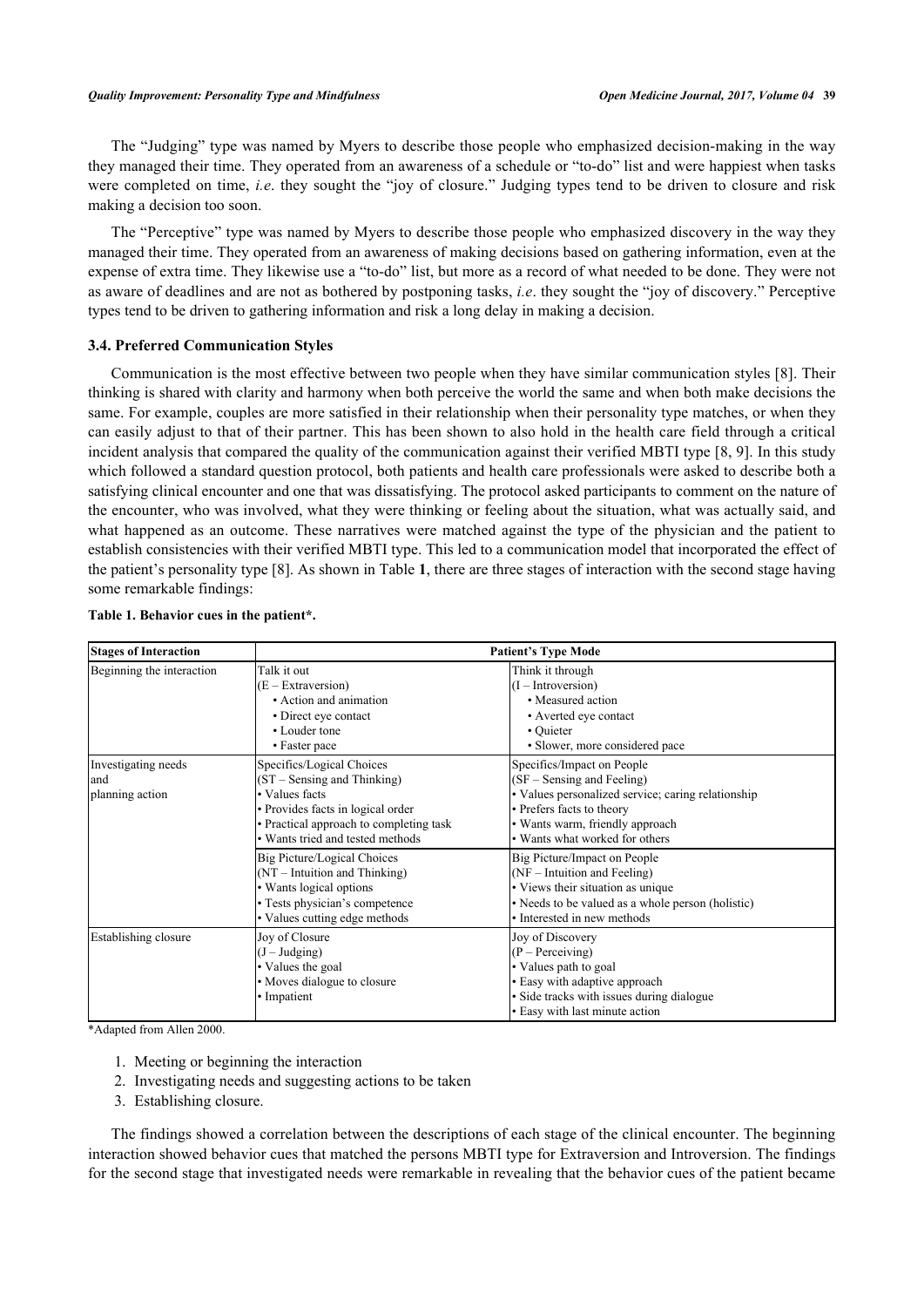The "Judging" type was named by Myers to describe those people who emphasized decision-making in the way they managed their time. They operated from an awareness of a schedule or "to-do" list and were happiest when tasks were completed on time, *i.e*. they sought the "joy of closure." Judging types tend to be driven to closure and risk making a decision too soon.

The "Perceptive" type was named by Myers to describe those people who emphasized discovery in the way they managed their time. They operated from an awareness of making decisions based on gathering information, even at the expense of extra time. They likewise use a "to-do" list, but more as a record of what needed to be done. They were not as aware of deadlines and are not as bothered by postponing tasks, *i.e*. they sought the "joy of discovery." Perceptive types tend to be driven to gathering information and risk a long delay in making a decision.

### 3.4. Preferred Communication Styles

Communication is the most effective between two people when they have similar communication styles [8]. Their thinking is shared with clarity and harmony when both perceive the world the same and when both make decisions the same. For example, couples are more satisfied in their relationship when their personality type matches, or when they can easily adjust to that of their partner. This has been shown to also hold in the health care field through a critical incident analysis that compared the quality of the communication against their verified MBTI type [8, 9]. In this study which followed a standard question protocol, both patients and health care professionals were asked to describe both a satisfying clinical encounter and one that was dissatisfying. The protocol asked participants to comment on the nature of the encounter, who was involved, what they were thinking or feeling about the situation, what was actually said, and what happened as an outcome. These narratives were matched against the type of the physician and the patient to establish consistencies with their verified MBTI type. This led to a communication model that incorporated the effect of the patient's personality type [8]. As shown in Table **1**, there are three stages of interaction with the second stage having some remarkable findings:

**Table 1. Behavior cues in the patient*.**

| Stages of Interaction | Patient's Type Mode | |
|---|---|---|
| Beginning the interaction | Talk it out<br>(E – Extraversion)<br>• Action and animation<br>• Direct eye contact<br>• Louder tone<br>• Faster pace | Think it through<br>(I – Introversion)<br>• Measured action<br>• Averted eye contact<br>• Quieter<br>• Slower, more considered pace |
| Investigating needs and planning action | Specifics/Logical Choices<br>(ST – Sensing and Thinking)<br>• Values facts<br>• Provides facts in logical order<br>• Practical approach to completing task<br>• Wants tried and tested methods | Specifics/Impact on People<br>(SF – Sensing and Feeling)<br>• Values personalized service; caring relationship<br>• Prefers facts to theory<br>• Wants warm, friendly approach<br>• Wants what worked for others |
| | Big Picture/Logical Choices<br>(NT – Intuition and Thinking)<br>• Wants logical options<br>• Tests physician's competence<br>• Values cutting edge methods | Big Picture/Impact on People<br>(NF – Intuition and Feeling)<br>• Views their situation as unique<br>• Needs to be valued as a whole person (holistic)<br>• Interested in new methods |
| Establishing closure | Joy of Closure<br>(J – Judging)<br>• Values the goal<br>• Moves dialogue to closure<br>• Impatient | Joy of Discovery<br>(P – Perceiving)<br>• Values path to goal<br>• Easy with adaptive approach<br>• Side tracks with issues during dialogue<br>• Easy with last minute action |

*Adapted from Allen 2000.

1. Meeting or beginning the interaction
2. Investigating needs and suggesting actions to be taken
3. Establishing closure.

The findings showed a correlation between the descriptions of each stage of the clinical encounter. The beginning interaction showed behavior cues that matched the persons MBTI type for Extraversion and Introversion. The findings for the second stage that investigated needs were remarkable in revealing that the behavior cues of the patient became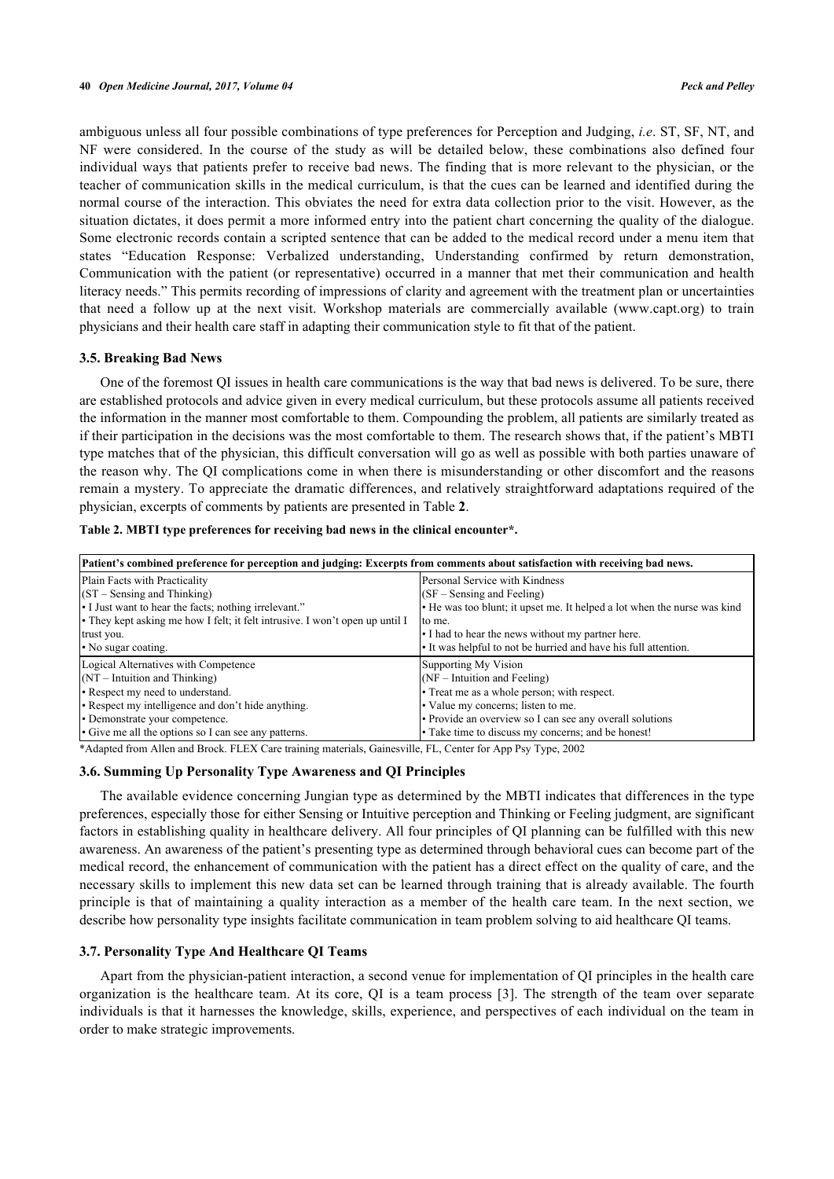ambiguous unless all four possible combinations of type preferences for Perception and Judging, *i.e*. ST, SF, NT, and NF were considered. In the course of the study as will be detailed below, these combinations also defined four individual ways that patients prefer to receive bad news. The finding that is more relevant to the physician, or the teacher of communication skills in the medical curriculum, is that the cues can be learned and identified during the normal course of the interaction. This obviates the need for extra data collection prior to the visit. However, as the situation dictates, it does permit a more informed entry into the patient chart concerning the quality of the dialogue. Some electronic records contain a scripted sentence that can be added to the medical record under a menu item that states "Education Response: Verbalized understanding, Understanding confirmed by return demonstration, Communication with the patient (or representative) occurred in a manner that met their communication and health literacy needs." This permits recording of impressions of clarity and agreement with the treatment plan or uncertainties that need a follow up at the next visit. Workshop materials are commercially available (www.capt.org) to train physicians and their health care staff in adapting their communication style to fit that of the patient.

### 3.5. Breaking Bad News

One of the foremost QI issues in health care communications is the way that bad news is delivered. To be sure, there are established protocols and advice given in every medical curriculum, but these protocols assume all patients received the information in the manner most comfortable to them. Compounding the problem, all patients are similarly treated as if their participation in the decisions was the most comfortable to them. The research shows that, if the patient's MBTI type matches that of the physician, this difficult conversation will go as well as possible with both parties unaware of the reason why. The QI complications come in when there is misunderstanding or other discomfort and the reasons remain a mystery. To appreciate the dramatic differences, and relatively straightforward adaptations required of the physician, excerpts of comments by patients are presented in Table **2**.

**Table 2. MBTI type preferences for receiving bad news in the clinical encounter\*.**

| Patient's combined preference for perception and judging: Excerpts from comments about satisfaction with receiving bad news. | |
|---|---|
| Plain Facts with Practicality<br>(ST – Sensing and Thinking)<br>• I Just want to hear the facts; nothing irrelevant."<br>• They kept asking me how I felt; it felt intrusive. I won't open up until I trust you.<br>• No sugar coating. | Personal Service with Kindness<br>(SF – Sensing and Feeling)<br>• He was too blunt; it upset me. It helped a lot when the nurse was kind to me.<br>• I had to hear the news without my partner here.<br>• It was helpful to not be hurried and have his full attention. |
| Logical Alternatives with Competence<br>(NT – Intuition and Thinking)<br>• Respect my need to understand.<br>• Respect my intelligence and don't hide anything.<br>• Demonstrate your competence.<br>• Give me all the options so I can see any patterns. | Supporting My Vision<br>(NF – Intuition and Feeling)<br>• Treat me as a whole person; with respect.<br>• Value my concerns; listen to me.<br>• Provide an overview so I can see any overall solutions<br>• Take time to discuss my concerns; and be honest! |

\*Adapted from Allen and Brock. FLEX Care training materials, Gainesville, FL, Center for App Psy Type, 2002

### 3.6. Summing Up Personality Type Awareness and QI Principles

The available evidence concerning Jungian type as determined by the MBTI indicates that differences in the type preferences, especially those for either Sensing or Intuitive perception and Thinking or Feeling judgment, are significant factors in establishing quality in healthcare delivery. All four principles of QI planning can be fulfilled with this new awareness. An awareness of the patient's presenting type as determined through behavioral cues can become part of the medical record, the enhancement of communication with the patient has a direct effect on the quality of care, and the necessary skills to implement this new data set can be learned through training that is already available. The fourth principle is that of maintaining a quality interaction as a member of the health care team. In the next section, we describe how personality type insights facilitate communication in team problem solving to aid healthcare QI teams.

### 3.7. Personality Type And Healthcare QI Teams

Apart from the physician-patient interaction, a second venue for implementation of QI principles in the health care organization is the healthcare team. At its core, QI is a team process [3]. The strength of the team over separate individuals is that it harnesses the knowledge, skills, experience, and perspectives of each individual on the team in order to make strategic improvements.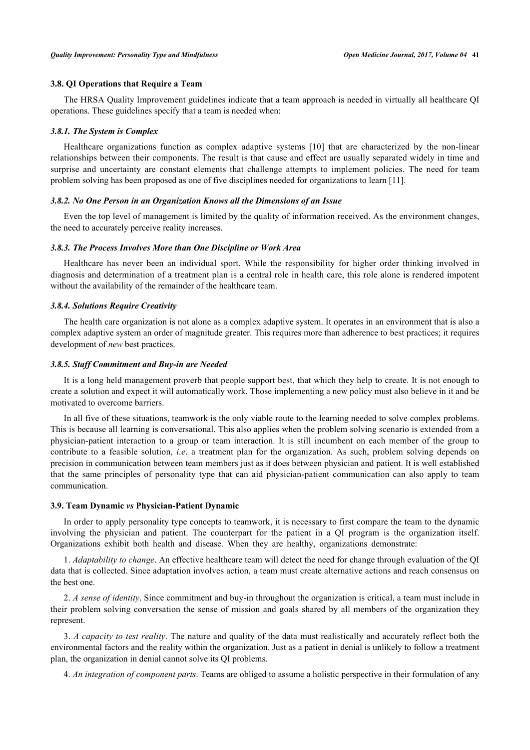### 3.8. QI Operations that Require a Team

The HRSA Quality Improvement guidelines indicate that a team approach is needed in virtually all healthcare QI operations. These guidelines specify that a team is needed when:

#### *3.8.1. The System is Complex*

Healthcare organizations function as complex adaptive systems [10] that are characterized by the non-linear relationships between their components. The result is that cause and effect are usually separated widely in time and surprise and uncertainty are constant elements that challenge attempts to implement policies. The need for team problem solving has been proposed as one of five disciplines needed for organizations to learn [11].

#### *3.8.2. No One Person in an Organization Knows all the Dimensions of an Issue*

Even the top level of management is limited by the quality of information received. As the environment changes, the need to accurately perceive reality increases.

#### *3.8.3. The Process Involves More than One Discipline or Work Area*

Healthcare has never been an individual sport. While the responsibility for higher order thinking involved in diagnosis and determination of a treatment plan is a central role in health care, this role alone is rendered impotent without the availability of the remainder of the healthcare team.

#### *3.8.4. Solutions Require Creativity*

The health care organization is not alone as a complex adaptive system. It operates in an environment that is also a complex adaptive system an order of magnitude greater. This requires more than adherence to best practices; it requires development of *new* best practices.

#### *3.8.5. Staff Commitment and Buy-in are Needed*

It is a long held management proverb that people support best, that which they help to create. It is not enough to create a solution and expect it will automatically work. Those implementing a new policy must also believe in it and be motivated to overcome barriers.

In all five of these situations, teamwork is the only viable route to the learning needed to solve complex problems. This is because all learning is conversational. This also applies when the problem solving scenario is extended from a physician-patient interaction to a group or team interaction. It is still incumbent on each member of the group to contribute to a feasible solution, *i.e*. a treatment plan for the organization. As such, problem solving depends on precision in communication between team members just as it does between physician and patient. It is well established that the same principles of personality type that can aid physician-patient communication can also apply to team communication.

### 3.9. Team Dynamic *vs* Physician-Patient Dynamic

In order to apply personality type concepts to teamwork, it is necessary to first compare the team to the dynamic involving the physician and patient. The counterpart for the patient in a QI program is the organization itself. Organizations exhibit both health and disease. When they are healthy, organizations demonstrate:

1. *Adaptability to change*. An effective healthcare team will detect the need for change through evaluation of the QI data that is collected. Since adaptation involves action, a team must create alternative actions and reach consensus on the best one.

2. *A sense of identity*. Since commitment and buy-in throughout the organization is critical, a team must include in their problem solving conversation the sense of mission and goals shared by all members of the organization they represent.

3. *A capacity to test reality*. The nature and quality of the data must realistically and accurately reflect both the environmental factors and the reality within the organization. Just as a patient in denial is unlikely to follow a treatment plan, the organization in denial cannot solve its QI problems.

4. *An integration of component parts*. Teams are obliged to assume a holistic perspective in their formulation of any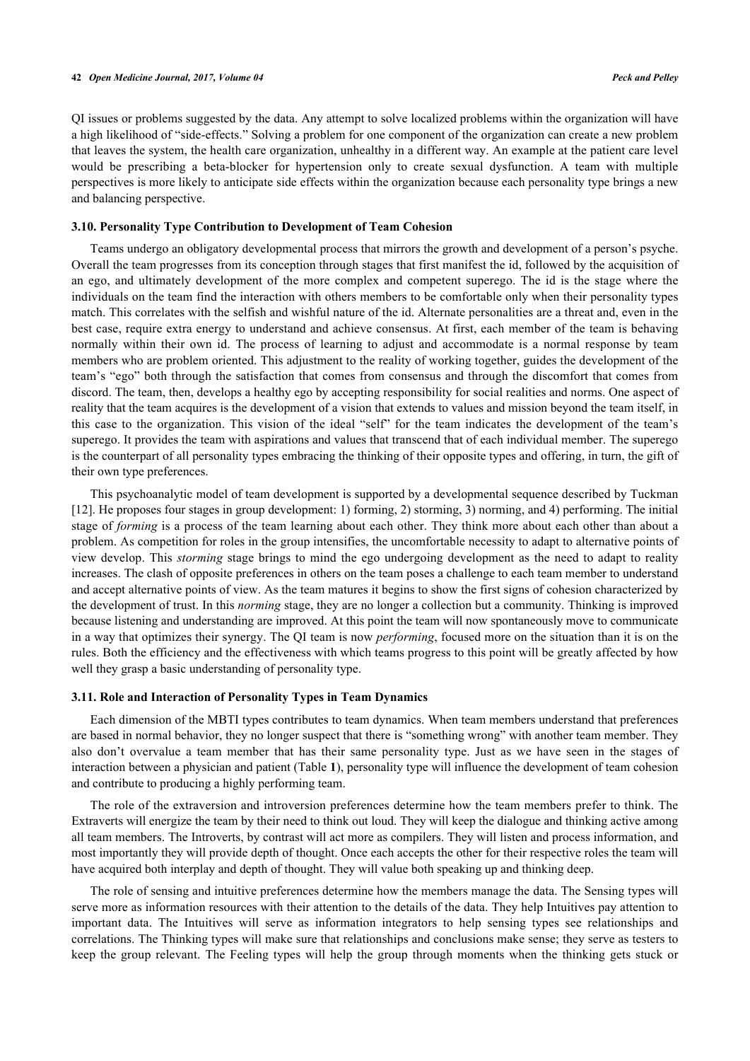QI issues or problems suggested by the data. Any attempt to solve localized problems within the organization will have a high likelihood of "side-effects." Solving a problem for one component of the organization can create a new problem that leaves the system, the health care organization, unhealthy in a different way. An example at the patient care level would be prescribing a beta-blocker for hypertension only to create sexual dysfunction. A team with multiple perspectives is more likely to anticipate side effects within the organization because each personality type brings a new and balancing perspective.

### 3.10. Personality Type Contribution to Development of Team Cohesion

Teams undergo an obligatory developmental process that mirrors the growth and development of a person's psyche. Overall the team progresses from its conception through stages that first manifest the id, followed by the acquisition of an ego, and ultimately development of the more complex and competent superego. The id is the stage where the individuals on the team find the interaction with others members to be comfortable only when their personality types match. This correlates with the selfish and wishful nature of the id. Alternate personalities are a threat and, even in the best case, require extra energy to understand and achieve consensus. At first, each member of the team is behaving normally within their own id. The process of learning to adjust and accommodate is a normal response by team members who are problem oriented. This adjustment to the reality of working together, guides the development of the team's "ego" both through the satisfaction that comes from consensus and through the discomfort that comes from discord. The team, then, develops a healthy ego by accepting responsibility for social realities and norms. One aspect of reality that the team acquires is the development of a vision that extends to values and mission beyond the team itself, in this case to the organization. This vision of the ideal "self" for the team indicates the development of the team's superego. It provides the team with aspirations and values that transcend that of each individual member. The superego is the counterpart of all personality types embracing the thinking of their opposite types and offering, in turn, the gift of their own type preferences.

This psychoanalytic model of team development is supported by a developmental sequence described by Tuckman [12]. He proposes four stages in group development: 1) forming, 2) storming, 3) norming, and 4) performing. The initial stage of *forming* is a process of the team learning about each other. They think more about each other than about a problem. As competition for roles in the group intensifies, the uncomfortable necessity to adapt to alternative points of view develop. This *storming* stage brings to mind the ego undergoing development as the need to adapt to reality increases. The clash of opposite preferences in others on the team poses a challenge to each team member to understand and accept alternative points of view. As the team matures it begins to show the first signs of cohesion characterized by the development of trust. In this *norming* stage, they are no longer a collection but a community. Thinking is improved because listening and understanding are improved. At this point the team will now spontaneously move to communicate in a way that optimizes their synergy. The QI team is now *performing*, focused more on the situation than it is on the rules. Both the efficiency and the effectiveness with which teams progress to this point will be greatly affected by how well they grasp a basic understanding of personality type.

### 3.11. Role and Interaction of Personality Types in Team Dynamics

Each dimension of the MBTI types contributes to team dynamics. When team members understand that preferences are based in normal behavior, they no longer suspect that there is "something wrong" with another team member. They also don't overvalue a team member that has their same personality type. Just as we have seen in the stages of interaction between a physician and patient (Table **1**), personality type will influence the development of team cohesion and contribute to producing a highly performing team.

The role of the extraversion and introversion preferences determine how the team members prefer to think. The Extraverts will energize the team by their need to think out loud. They will keep the dialogue and thinking active among all team members. The Introverts, by contrast will act more as compilers. They will listen and process information, and most importantly they will provide depth of thought. Once each accepts the other for their respective roles the team will have acquired both interplay and depth of thought. They will value both speaking up and thinking deep.

The role of sensing and intuitive preferences determine how the members manage the data. The Sensing types will serve more as information resources with their attention to the details of the data. They help Intuitives pay attention to important data. The Intuitives will serve as information integrators to help sensing types see relationships and correlations. The Thinking types will make sure that relationships and conclusions make sense; they serve as testers to keep the group relevant. The Feeling types will help the group through moments when the thinking gets stuck or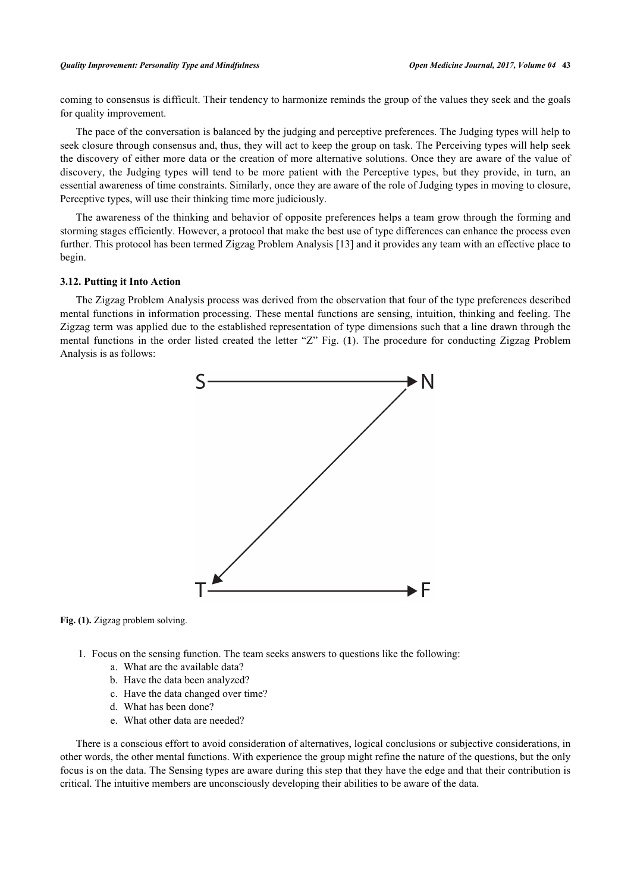coming to consensus is difficult. Their tendency to harmonize reminds the group of the values they seek and the goals for quality improvement.

The pace of the conversation is balanced by the judging and perceptive preferences. The Judging types will help to seek closure through consensus and, thus, they will act to keep the group on task. The Perceiving types will help seek the discovery of either more data or the creation of more alternative solutions. Once they are aware of the value of discovery, the Judging types will tend to be more patient with the Perceptive types, but they provide, in turn, an essential awareness of time constraints. Similarly, once they are aware of the role of Judging types in moving to closure, Perceptive types, will use their thinking time more judiciously.

The awareness of the thinking and behavior of opposite preferences helps a team grow through the forming and storming stages efficiently. However, a protocol that make the best use of type differences can enhance the process even further. This protocol has been termed Zigzag Problem Analysis [13] and it provides any team with an effective place to begin.

### 3.12. Putting it Into Action

The Zigzag Problem Analysis process was derived from the observation that four of the type preferences described mental functions in information processing. These mental functions are sensing, intuition, thinking and feeling. The Zigzag term was applied due to the established representation of type dimensions such that a line drawn through the mental functions in the order listed created the letter "Z" Fig. (**1**). The procedure for conducting Zigzag Problem Analysis is as follows:

**Fig. (1).** Zigzag problem solving.

1. Focus on the sensing function. The team seeks answers to questions like the following:
   a. What are the available data?
   b. Have the data been analyzed?
   c. Have the data changed over time?
   d. What has been done?
   e. What other data are needed?

There is a conscious effort to avoid consideration of alternatives, logical conclusions or subjective considerations, in other words, the other mental functions. With experience the group might refine the nature of the questions, but the only focus is on the data. The Sensing types are aware during this step that they have the edge and that their contribution is critical. The intuitive members are unconsciously developing their abilities to be aware of the data.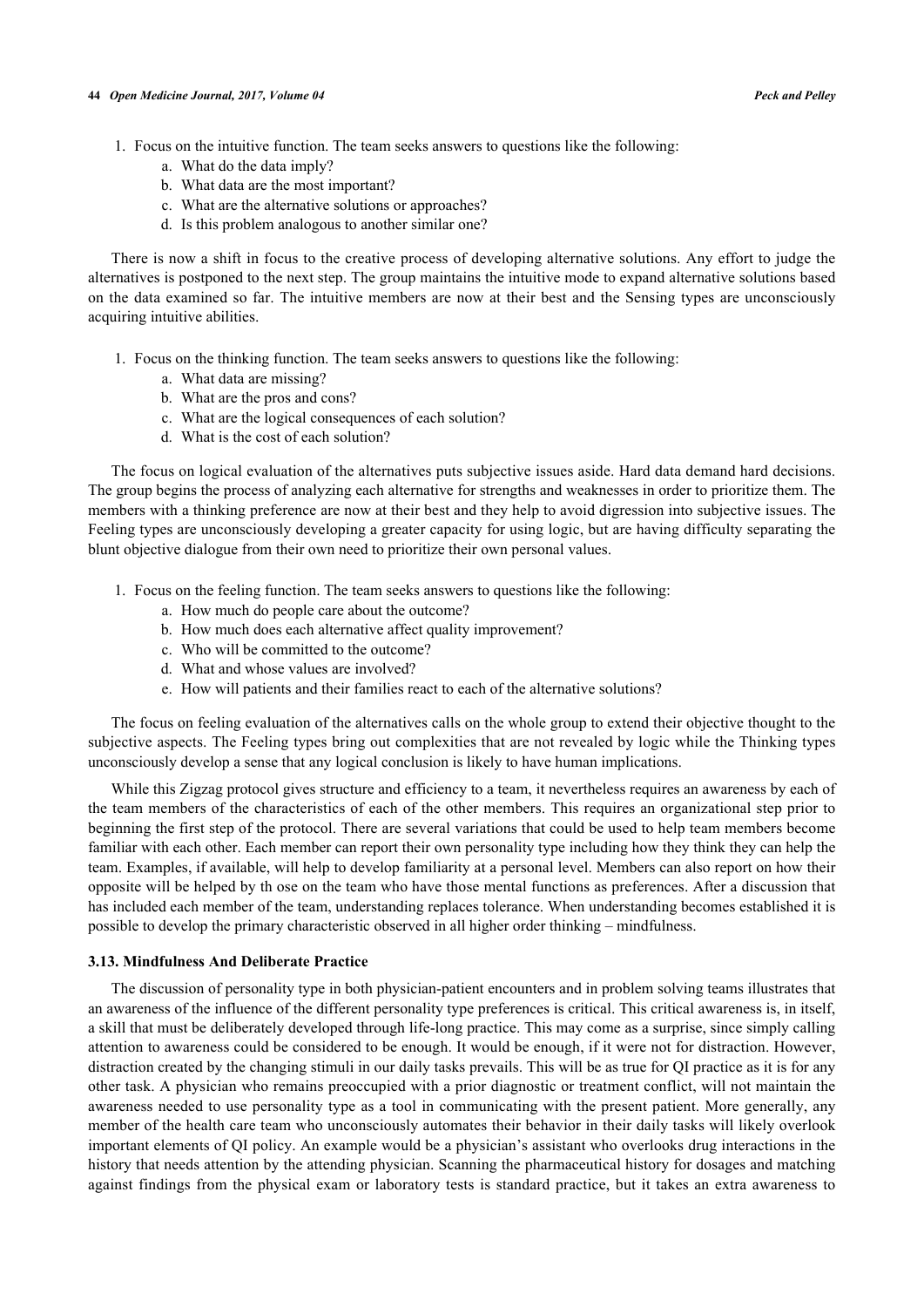1. Focus on the intuitive function. The team seeks answers to questions like the following:
   a. What do the data imply?
   b. What data are the most important?
   c. What are the alternative solutions or approaches?
   d. Is this problem analogous to another similar one?

There is now a shift in focus to the creative process of developing alternative solutions. Any effort to judge the alternatives is postponed to the next step. The group maintains the intuitive mode to expand alternative solutions based on the data examined so far. The intuitive members are now at their best and the Sensing types are unconsciously acquiring intuitive abilities.

1. Focus on the thinking function. The team seeks answers to questions like the following:
   a. What data are missing?
   b. What are the pros and cons?
   c. What are the logical consequences of each solution?
   d. What is the cost of each solution?

The focus on logical evaluation of the alternatives puts subjective issues aside. Hard data demand hard decisions. The group begins the process of analyzing each alternative for strengths and weaknesses in order to prioritize them. The members with a thinking preference are now at their best and they help to avoid digression into subjective issues. The Feeling types are unconsciously developing a greater capacity for using logic, but are having difficulty separating the blunt objective dialogue from their own need to prioritize their own personal values.

1. Focus on the feeling function. The team seeks answers to questions like the following:
   a. How much do people care about the outcome?
   b. How much does each alternative affect quality improvement?
   c. Who will be committed to the outcome?
   d. What and whose values are involved?
   e. How will patients and their families react to each of the alternative solutions?

The focus on feeling evaluation of the alternatives calls on the whole group to extend their objective thought to the subjective aspects. The Feeling types bring out complexities that are not revealed by logic while the Thinking types unconsciously develop a sense that any logical conclusion is likely to have human implications.

While this Zigzag protocol gives structure and efficiency to a team, it nevertheless requires an awareness by each of the team members of the characteristics of each of the other members. This requires an organizational step prior to beginning the first step of the protocol. There are several variations that could be used to help team members become familiar with each other. Each member can report their own personality type including how they think they can help the team. Examples, if available, will help to develop familiarity at a personal level. Members can also report on how their opposite will be helped by th ose on the team who have those mental functions as preferences. After a discussion that has included each member of the team, understanding replaces tolerance. When understanding becomes established it is possible to develop the primary characteristic observed in all higher order thinking – mindfulness.

### 3.13. Mindfulness And Deliberate Practice

The discussion of personality type in both physician-patient encounters and in problem solving teams illustrates that an awareness of the influence of the different personality type preferences is critical. This critical awareness is, in itself, a skill that must be deliberately developed through life-long practice. This may come as a surprise, since simply calling attention to awareness could be considered to be enough. It would be enough, if it were not for distraction. However, distraction created by the changing stimuli in our daily tasks prevails. This will be as true for QI practice as it is for any other task. A physician who remains preoccupied with a prior diagnostic or treatment conflict, will not maintain the awareness needed to use personality type as a tool in communicating with the present patient. More generally, any member of the health care team who unconsciously automates their behavior in their daily tasks will likely overlook important elements of QI policy. An example would be a physician's assistant who overlooks drug interactions in the history that needs attention by the attending physician. Scanning the pharmaceutical history for dosages and matching against findings from the physical exam or laboratory tests is standard practice, but it takes an extra awareness to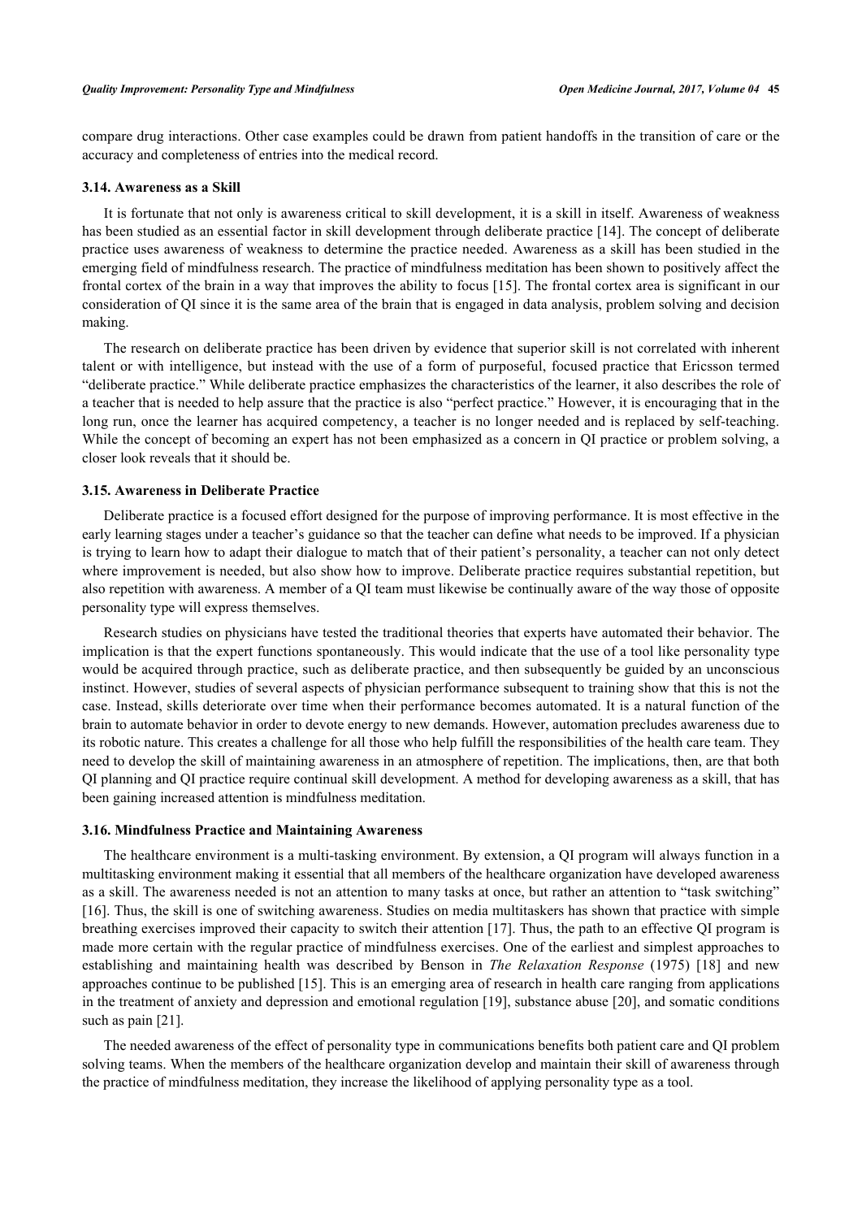compare drug interactions. Other case examples could be drawn from patient handoffs in the transition of care or the accuracy and completeness of entries into the medical record.

### 3.14. Awareness as a Skill

It is fortunate that not only is awareness critical to skill development, it is a skill in itself. Awareness of weakness has been studied as an essential factor in skill development through deliberate practice [14]. The concept of deliberate practice uses awareness of weakness to determine the practice needed. Awareness as a skill has been studied in the emerging field of mindfulness research. The practice of mindfulness meditation has been shown to positively affect the frontal cortex of the brain in a way that improves the ability to focus [15]. The frontal cortex area is significant in our consideration of QI since it is the same area of the brain that is engaged in data analysis, problem solving and decision making.

The research on deliberate practice has been driven by evidence that superior skill is not correlated with inherent talent or with intelligence, but instead with the use of a form of purposeful, focused practice that Ericsson termed "deliberate practice." While deliberate practice emphasizes the characteristics of the learner, it also describes the role of a teacher that is needed to help assure that the practice is also "perfect practice." However, it is encouraging that in the long run, once the learner has acquired competency, a teacher is no longer needed and is replaced by self-teaching. While the concept of becoming an expert has not been emphasized as a concern in QI practice or problem solving, a closer look reveals that it should be.

### 3.15. Awareness in Deliberate Practice

Deliberate practice is a focused effort designed for the purpose of improving performance. It is most effective in the early learning stages under a teacher's guidance so that the teacher can define what needs to be improved. If a physician is trying to learn how to adapt their dialogue to match that of their patient's personality, a teacher can not only detect where improvement is needed, but also show how to improve. Deliberate practice requires substantial repetition, but also repetition with awareness. A member of a QI team must likewise be continually aware of the way those of opposite personality type will express themselves.

Research studies on physicians have tested the traditional theories that experts have automated their behavior. The implication is that the expert functions spontaneously. This would indicate that the use of a tool like personality type would be acquired through practice, such as deliberate practice, and then subsequently be guided by an unconscious instinct. However, studies of several aspects of physician performance subsequent to training show that this is not the case. Instead, skills deteriorate over time when their performance becomes automated. It is a natural function of the brain to automate behavior in order to devote energy to new demands. However, automation precludes awareness due to its robotic nature. This creates a challenge for all those who help fulfill the responsibilities of the health care team. They need to develop the skill of maintaining awareness in an atmosphere of repetition. The implications, then, are that both QI planning and QI practice require continual skill development. A method for developing awareness as a skill, that has been gaining increased attention is mindfulness meditation.

### 3.16. Mindfulness Practice and Maintaining Awareness

The healthcare environment is a multi-tasking environment. By extension, a QI program will always function in a multitasking environment making it essential that all members of the healthcare organization have developed awareness as a skill. The awareness needed is not an attention to many tasks at once, but rather an attention to "task switching" [16]. Thus, the skill is one of switching awareness. Studies on media multitaskers has shown that practice with simple breathing exercises improved their capacity to switch their attention [17]. Thus, the path to an effective QI program is made more certain with the regular practice of mindfulness exercises. One of the earliest and simplest approaches to establishing and maintaining health was described by Benson in *The Relaxation Response* (1975) [18] and new approaches continue to be published [15]. This is an emerging area of research in health care ranging from applications in the treatment of anxiety and depression and emotional regulation [19], substance abuse [20], and somatic conditions such as pain [21].

The needed awareness of the effect of personality type in communications benefits both patient care and QI problem solving teams. When the members of the healthcare organization develop and maintain their skill of awareness through the practice of mindfulness meditation, they increase the likelihood of applying personality type as a tool.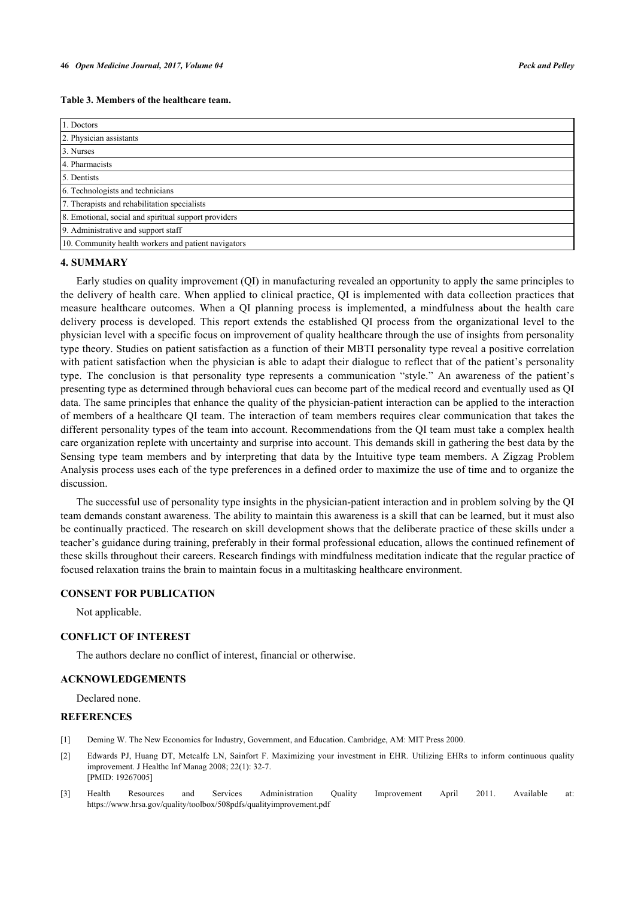**Table 3. Members of the healthcare team.**

| |
|---|
| 1. Doctors |
| 2. Physician assistants |
| 3. Nurses |
| 4. Pharmacists |
| 5. Dentists |
| 6. Technologists and technicians |
| 7. Therapists and rehabilitation specialists |
| 8. Emotional, social and spiritual support providers |
| 9. Administrative and support staff |
| 10. Community health workers and patient navigators |

## 4. SUMMARY

Early studies on quality improvement (QI) in manufacturing revealed an opportunity to apply the same principles to the delivery of health care. When applied to clinical practice, QI is implemented with data collection practices that measure healthcare outcomes. When a QI planning process is implemented, a mindfulness about the health care delivery process is developed. This report extends the established QI process from the organizational level to the physician level with a specific focus on improvement of quality healthcare through the use of insights from personality type theory. Studies on patient satisfaction as a function of their MBTI personality type reveal a positive correlation with patient satisfaction when the physician is able to adapt their dialogue to reflect that of the patient's personality type. The conclusion is that personality type represents a communication "style." An awareness of the patient's presenting type as determined through behavioral cues can become part of the medical record and eventually used as QI data. The same principles that enhance the quality of the physician-patient interaction can be applied to the interaction of members of a healthcare QI team. The interaction of team members requires clear communication that takes the different personality types of the team into account. Recommendations from the QI team must take a complex health care organization replete with uncertainty and surprise into account. This demands skill in gathering the best data by the Sensing type team members and by interpreting that data by the Intuitive type team members. A Zigzag Problem Analysis process uses each of the type preferences in a defined order to maximize the use of time and to organize the discussion.

The successful use of personality type insights in the physician-patient interaction and in problem solving by the QI team demands constant awareness. The ability to maintain this awareness is a skill that can be learned, but it must also be continually practiced. The research on skill development shows that the deliberate practice of these skills under a teacher's guidance during training, preferably in their formal professional education, allows the continued refinement of these skills throughout their careers. Research findings with mindfulness meditation indicate that the regular practice of focused relaxation trains the brain to maintain focus in a multitasking healthcare environment.

## CONSENT FOR PUBLICATION

Not applicable.

## CONFLICT OF INTEREST

The authors declare no conflict of interest, financial or otherwise.

## ACKNOWLEDGEMENTS

Declared none.

## REFERENCES

[1] Deming W. The New Economics for Industry, Government, and Education. Cambridge, AM: MIT Press 2000.

[2] Edwards PJ, Huang DT, Metcalfe LN, Sainfort F. Maximizing your investment in EHR. Utilizing EHRs to inform continuous quality improvement. J Healthc Inf Manag 2008; 22(1): 32-7.
[PMID: 19267005]

[3] Health Resources and Services Administration Quality Improvement April 2011. Available at: https://www.hrsa.gov/quality/toolbox/508pdfs/qualityimprovement.pdf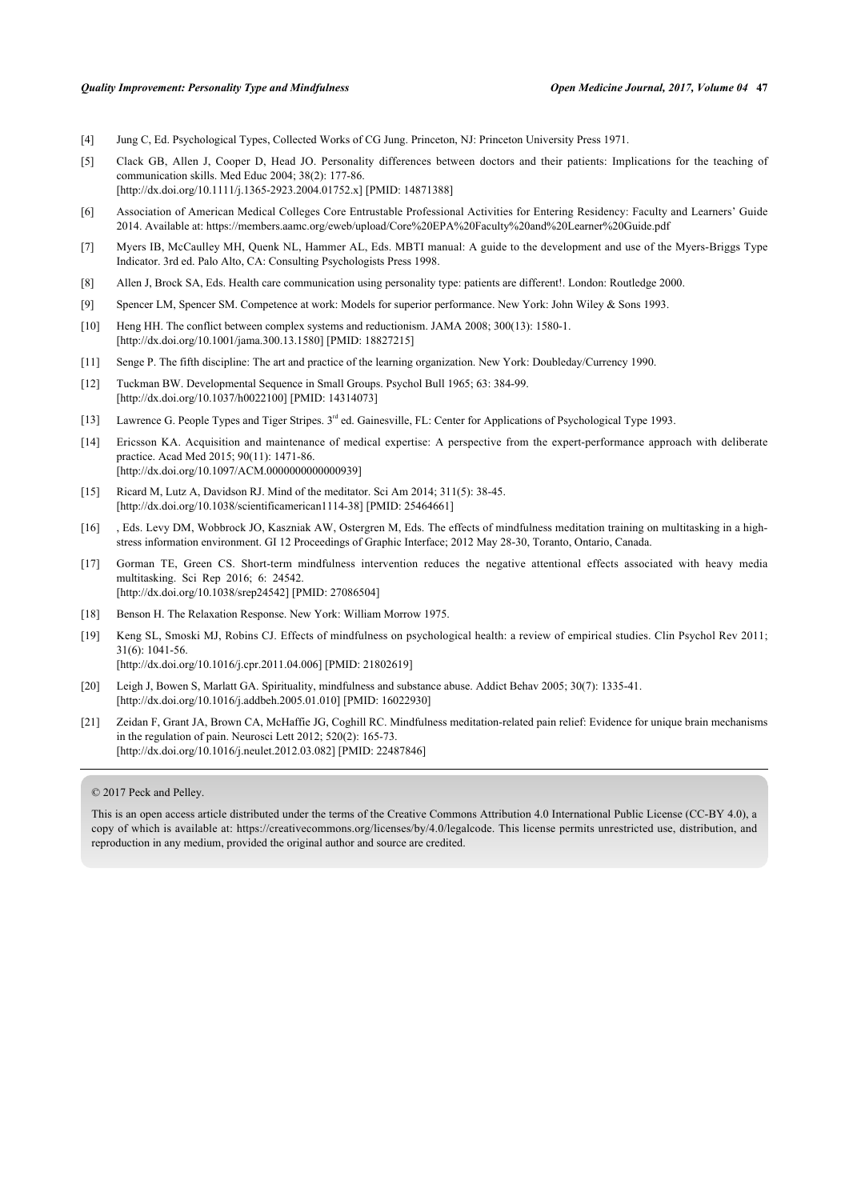[4] Jung C, Ed. Psychological Types, Collected Works of CG Jung. Princeton, NJ: Princeton University Press 1971.

[5] Clack GB, Allen J, Cooper D, Head JO. Personality differences between doctors and their patients: Implications for the teaching of communication skills. Med Educ 2004; 38(2): 177-86.
[http://dx.doi.org/10.1111/j.1365-2923.2004.01752.x] [PMID: 14871388]

[6] Association of American Medical Colleges Core Entrustable Professional Activities for Entering Residency: Faculty and Learners' Guide 2014. Available at: https://members.aamc.org/eweb/upload/Core%20EPA%20Faculty%20and%20Learner%20Guide.pdf

[7] Myers IB, McCaulley MH, Quenk NL, Hammer AL, Eds. MBTI manual: A guide to the development and use of the Myers-Briggs Type Indicator. 3rd ed. Palo Alto, CA: Consulting Psychologists Press 1998.

[8] Allen J, Brock SA, Eds. Health care communication using personality type: patients are different!. London: Routledge 2000.

[9] Spencer LM, Spencer SM. Competence at work: Models for superior performance. New York: John Wiley & Sons 1993.

[10] Heng HH. The conflict between complex systems and reductionism. JAMA 2008; 300(13): 1580-1.
[http://dx.doi.org/10.1001/jama.300.13.1580] [PMID: 18827215]

[11] Senge P. The fifth discipline: The art and practice of the learning organization. New York: Doubleday/Currency 1990.

[12] Tuckman BW. Developmental Sequence in Small Groups. Psychol Bull 1965; 63: 384-99.
[http://dx.doi.org/10.1037/h0022100] [PMID: 14314073]

[13] Lawrence G. People Types and Tiger Stripes. 3rd ed. Gainesville, FL: Center for Applications of Psychological Type 1993.

[14] Ericsson KA. Acquisition and maintenance of medical expertise: A perspective from the expert-performance approach with deliberate practice. Acad Med 2015; 90(11): 1471-86.
[http://dx.doi.org/10.1097/ACM.0000000000000939]

[15] Ricard M, Lutz A, Davidson RJ. Mind of the meditator. Sci Am 2014; 311(5): 38-45.
[http://dx.doi.org/10.1038/scientificamerican1114-38] [PMID: 25464661]

[16] , Eds. Levy DM, Wobbrock JO, Kaszniak AW, Ostergren M, Eds. The effects of mindfulness meditation training on multitasking in a high-stress information environment. GI 12 Proceedings of Graphic Interface; 2012 May 28-30, Toranto, Ontario, Canada.

[17] Gorman TE, Green CS. Short-term mindfulness intervention reduces the negative attentional effects associated with heavy media multitasking. Sci Rep 2016; 6: 24542.
[http://dx.doi.org/10.1038/srep24542] [PMID: 27086504]

[18] Benson H. The Relaxation Response. New York: William Morrow 1975.

[19] Keng SL, Smoski MJ, Robins CJ. Effects of mindfulness on psychological health: a review of empirical studies. Clin Psychol Rev 2011; 31(6): 1041-56.
[http://dx.doi.org/10.1016/j.cpr.2011.04.006] [PMID: 21802619]

[20] Leigh J, Bowen S, Marlatt GA. Spirituality, mindfulness and substance abuse. Addict Behav 2005; 30(7): 1335-41.
[http://dx.doi.org/10.1016/j.addbeh.2005.01.010] [PMID: 16022930]

[21] Zeidan F, Grant JA, Brown CA, McHaffie JG, Coghill RC. Mindfulness meditation-related pain relief: Evidence for unique brain mechanisms in the regulation of pain. Neurosci Lett 2012; 520(2): 165-73.
[http://dx.doi.org/10.1016/j.neulet.2012.03.082] [PMID: 22487846]

© 2017 Peck and Pelley.

This is an open access article distributed under the terms of the Creative Commons Attribution 4.0 International Public License (CC-BY 4.0), a copy of which is available at: https://creativecommons.org/licenses/by/4.0/legalcode. This license permits unrestricted use, distribution, and reproduction in any medium, provided the original author and source are credited.